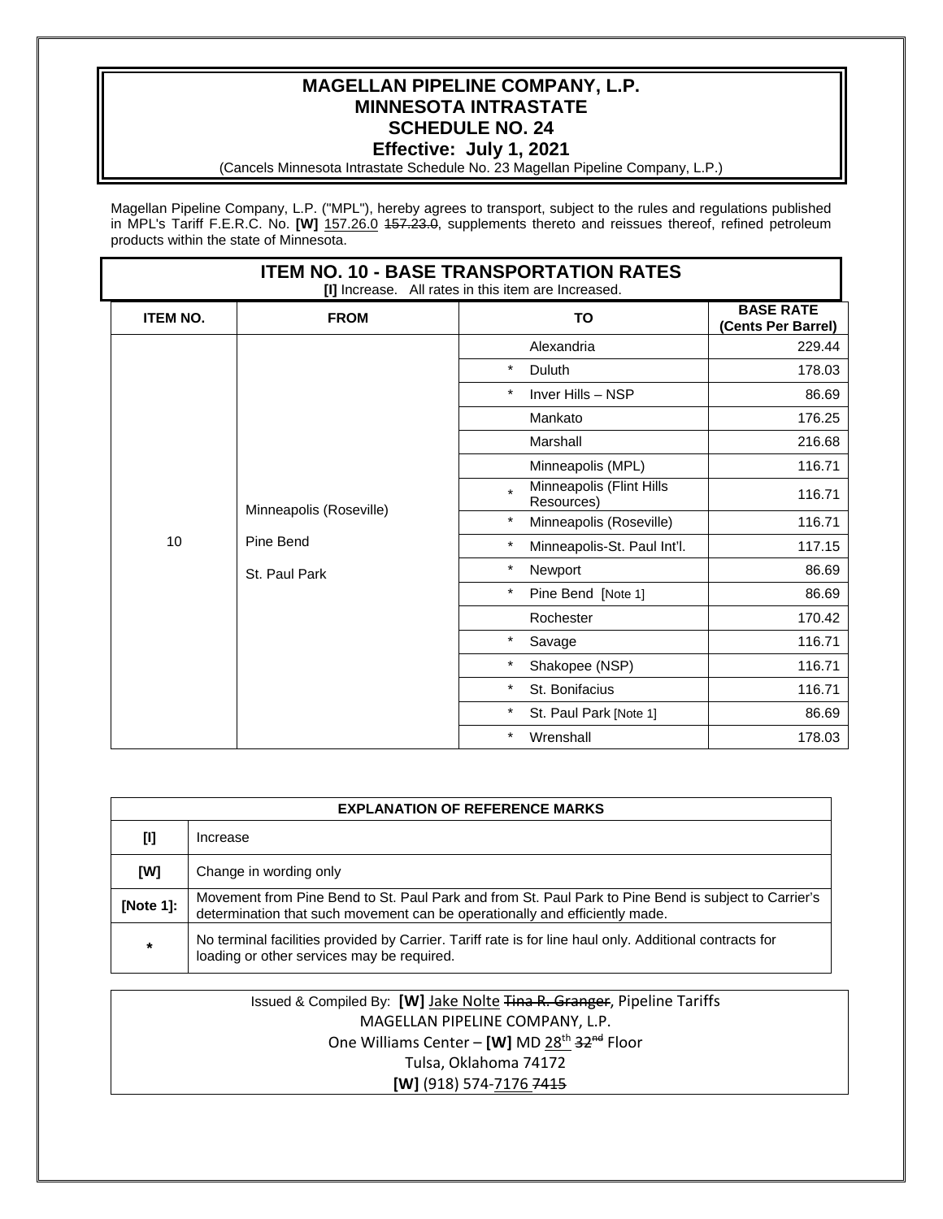# MAGELLAN PIPELINE COMPANY, L.P.
## MINNESOTA INTRASTATE
## SCHEDULE NO. 24
### Effective: July 1, 2021

(Cancels Minnesota Intrastate Schedule No. 23 Magellan Pipeline Company, L.P.)

Magellan Pipeline Company, L.P. ("MPL"), hereby agrees to transport, subject to the rules and regulations published in MPL's Tariff F.E.R.C. No. **[W]** 157.26.0 ~~157.23.0~~, supplements thereto and reissues thereof, refined petroleum products within the state of Minnesota.

## ITEM NO. 10 - BASE TRANSPORTATION RATES

**[I]** Increase. All rates in this item are Increased.

| ITEM NO. | FROM | TO | BASE RATE (Cents Per Barrel) |
|---|---|---|---|
| 10 | Minneapolis (Roseville)<br>Pine Bend<br>St. Paul Park | Alexandria | 229.44 |
| | | * Duluth | 178.03 |
| | | * Inver Hills – NSP | 86.69 |
| | | Mankato | 176.25 |
| | | Marshall | 216.68 |
| | | Minneapolis (MPL) | 116.71 |
| | | * Minneapolis (Flint Hills Resources) | 116.71 |
| | | * Minneapolis (Roseville) | 116.71 |
| | | * Minneapolis-St. Paul Int'l. | 117.15 |
| | | * Newport | 86.69 |
| | | * Pine Bend [Note 1] | 86.69 |
| | | Rochester | 170.42 |
| | | * Savage | 116.71 |
| | | * Shakopee (NSP) | 116.71 |
| | | * St. Bonifacius | 116.71 |
| | | * St. Paul Park [Note 1] | 86.69 |
| | | * Wrenshall | 178.03 |

| EXPLANATION OF REFERENCE MARKS | |
|---|---|
| [I] | Increase |
| [W] | Change in wording only |
| [Note 1]: | Movement from Pine Bend to St. Paul Park and from St. Paul Park to Pine Bend is subject to Carrier's determination that such movement can be operationally and efficiently made. |
| * | No terminal facilities provided by Carrier. Tariff rate is for line haul only. Additional contracts for loading or other services may be required. |

Issued & Compiled By: **[W]** Jake Nolte ~~Tina R. Granger~~, Pipeline Tariffs
MAGELLAN PIPELINE COMPANY, L.P.
One Williams Center – **[W]** MD 28th ~~32nd~~ Floor
Tulsa, Oklahoma 74172
**[W]** (918) 574-7176 ~~7415~~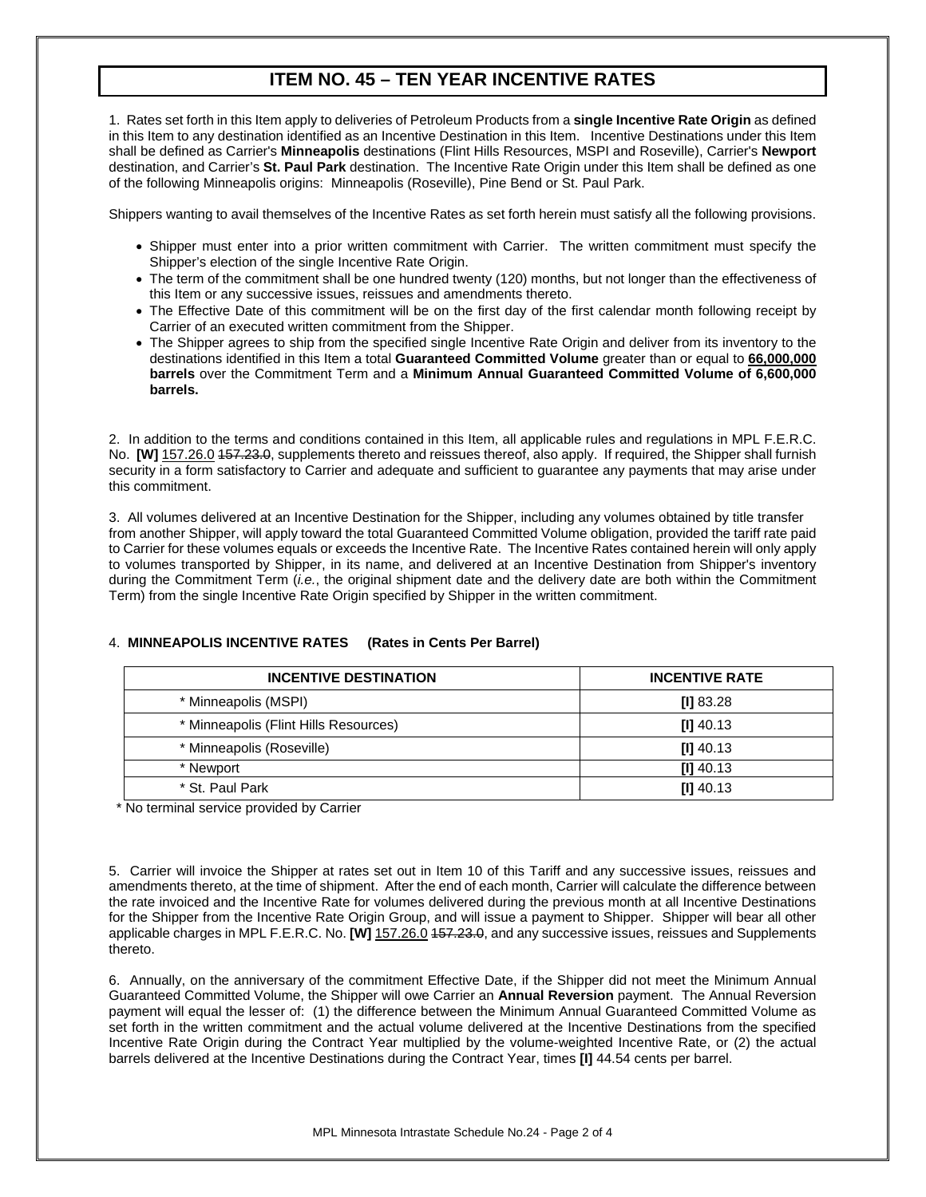# ITEM NO. 45 – TEN YEAR INCENTIVE RATES

1. Rates set forth in this Item apply to deliveries of Petroleum Products from a **single Incentive Rate Origin** as defined in this Item to any destination identified as an Incentive Destination in this Item. Incentive Destinations under this Item shall be defined as Carrier's **Minneapolis** destinations (Flint Hills Resources, MSPI and Roseville), Carrier's **Newport** destination, and Carrier's **St. Paul Park** destination. The Incentive Rate Origin under this Item shall be defined as one of the following Minneapolis origins: Minneapolis (Roseville), Pine Bend or St. Paul Park.

Shippers wanting to avail themselves of the Incentive Rates as set forth herein must satisfy all the following provisions.

- Shipper must enter into a prior written commitment with Carrier. The written commitment must specify the Shipper's election of the single Incentive Rate Origin.
- The term of the commitment shall be one hundred twenty (120) months, but not longer than the effectiveness of this Item or any successive issues, reissues and amendments thereto.
- The Effective Date of this commitment will be on the first day of the first calendar month following receipt by Carrier of an executed written commitment from the Shipper.
- The Shipper agrees to ship from the specified single Incentive Rate Origin and deliver from its inventory to the destinations identified in this Item a total **Guaranteed Committed Volume** greater than or equal to **66,000,000 barrels** over the Commitment Term and a **Minimum Annual Guaranteed Committed Volume of 6,600,000 barrels.**

2. In addition to the terms and conditions contained in this Item, all applicable rules and regulations in MPL F.E.R.C. No. **[W]** 157.26.0 ~~157.23.0~~, supplements thereto and reissues thereof, also apply. If required, the Shipper shall furnish security in a form satisfactory to Carrier and adequate and sufficient to guarantee any payments that may arise under this commitment.

3. All volumes delivered at an Incentive Destination for the Shipper, including any volumes obtained by title transfer from another Shipper, will apply toward the total Guaranteed Committed Volume obligation, provided the tariff rate paid to Carrier for these volumes equals or exceeds the Incentive Rate. The Incentive Rates contained herein will only apply to volumes transported by Shipper, in its name, and delivered at an Incentive Destination from Shipper's inventory during the Commitment Term (*i.e.*, the original shipment date and the delivery date are both within the Commitment Term) from the single Incentive Rate Origin specified by Shipper in the written commitment.

4. **MINNEAPOLIS INCENTIVE RATES (Rates in Cents Per Barrel)**

| INCENTIVE DESTINATION | INCENTIVE RATE |
|---|---|
| * Minneapolis (MSPI) | **[I]** 83.28 |
| * Minneapolis (Flint Hills Resources) | **[I]** 40.13 |
| * Minneapolis (Roseville) | **[I]** 40.13 |
| * Newport | **[I]** 40.13 |
| * St. Paul Park | **[I]** 40.13 |

\* No terminal service provided by Carrier

5. Carrier will invoice the Shipper at rates set out in Item 10 of this Tariff and any successive issues, reissues and amendments thereto, at the time of shipment. After the end of each month, Carrier will calculate the difference between the rate invoiced and the Incentive Rate for volumes delivered during the previous month at all Incentive Destinations for the Shipper from the Incentive Rate Origin Group, and will issue a payment to Shipper. Shipper will bear all other applicable charges in MPL F.E.R.C. No. **[W]** 157.26.0 ~~157.23.0~~, and any successive issues, reissues and Supplements thereto.

6. Annually, on the anniversary of the commitment Effective Date, if the Shipper did not meet the Minimum Annual Guaranteed Committed Volume, the Shipper will owe Carrier an **Annual Reversion** payment. The Annual Reversion payment will equal the lesser of: (1) the difference between the Minimum Annual Guaranteed Committed Volume as set forth in the written commitment and the actual volume delivered at the Incentive Destinations from the specified Incentive Rate Origin during the Contract Year multiplied by the volume-weighted Incentive Rate, or (2) the actual barrels delivered at the Incentive Destinations during the Contract Year, times **[I]** 44.54 cents per barrel.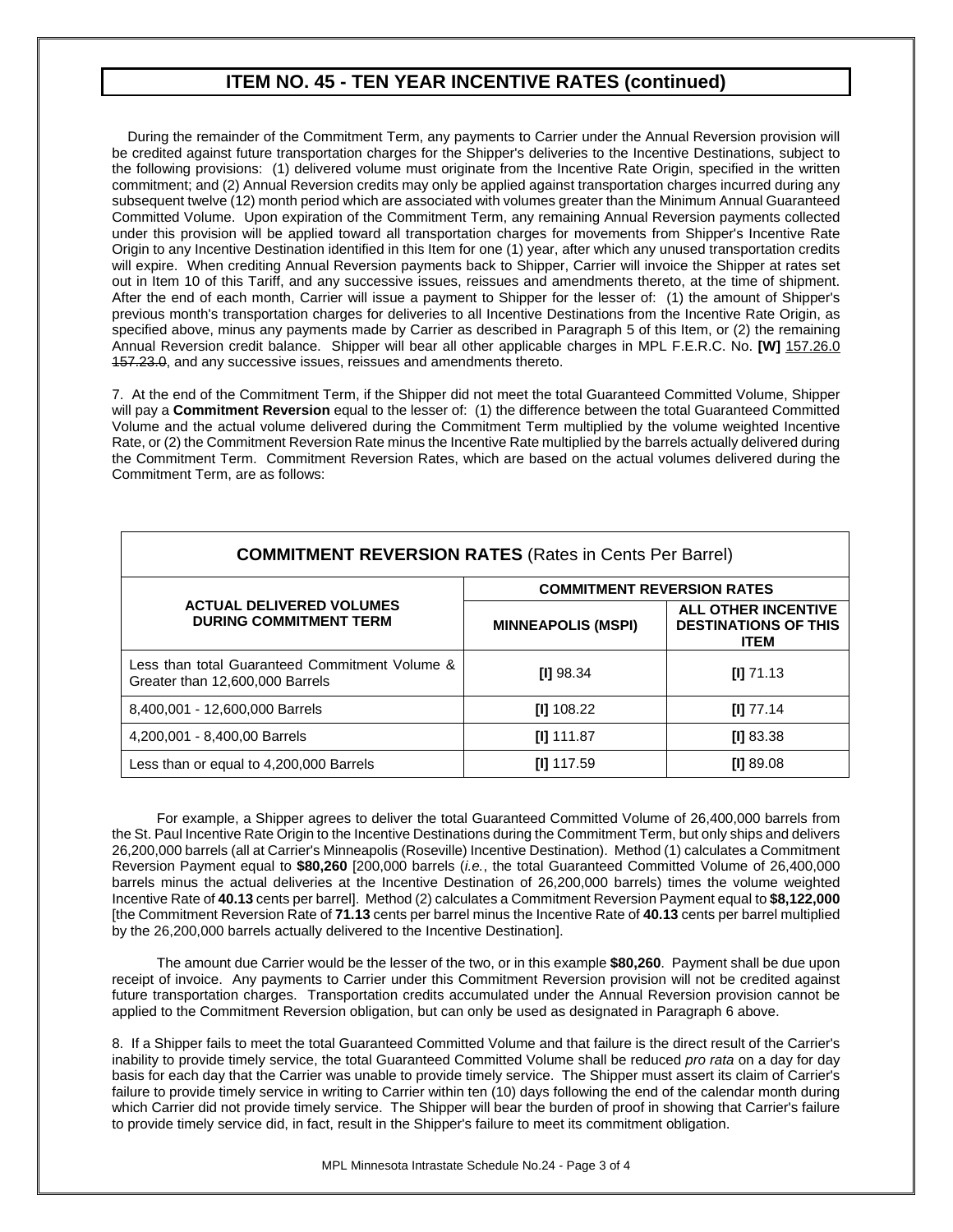## ITEM NO. 45 - TEN YEAR INCENTIVE RATES (continued)

During the remainder of the Commitment Term, any payments to Carrier under the Annual Reversion provision will be credited against future transportation charges for the Shipper's deliveries to the Incentive Destinations, subject to the following provisions: (1) delivered volume must originate from the Incentive Rate Origin, specified in the written commitment; and (2) Annual Reversion credits may only be applied against transportation charges incurred during any subsequent twelve (12) month period which are associated with volumes greater than the Minimum Annual Guaranteed Committed Volume. Upon expiration of the Commitment Term, any remaining Annual Reversion payments collected under this provision will be applied toward all transportation charges for movements from Shipper's Incentive Rate Origin to any Incentive Destination identified in this Item for one (1) year, after which any unused transportation credits will expire. When crediting Annual Reversion payments back to Shipper, Carrier will invoice the Shipper at rates set out in Item 10 of this Tariff, and any successive issues, reissues and amendments thereto, at the time of shipment. After the end of each month, Carrier will issue a payment to Shipper for the lesser of: (1) the amount of Shipper's previous month's transportation charges for deliveries to all Incentive Destinations from the Incentive Rate Origin, as specified above, minus any payments made by Carrier as described in Paragraph 5 of this Item, or (2) the remaining Annual Reversion credit balance. Shipper will bear all other applicable charges in MPL F.E.R.C. No. **[W]** 157.26.0 ~~157.23.0~~, and any successive issues, reissues and amendments thereto.

7. At the end of the Commitment Term, if the Shipper did not meet the total Guaranteed Committed Volume, Shipper will pay a **Commitment Reversion** equal to the lesser of: (1) the difference between the total Guaranteed Committed Volume and the actual volume delivered during the Commitment Term multiplied by the volume weighted Incentive Rate, or (2) the Commitment Reversion Rate minus the Incentive Rate multiplied by the barrels actually delivered during the Commitment Term. Commitment Reversion Rates, which are based on the actual volumes delivered during the Commitment Term, are as follows:

| **COMMITMENT REVERSION RATES** (Rates in Cents Per Barrel) | | |
|---|---|---|
| **ACTUAL DELIVERED VOLUMES DURING COMMITMENT TERM** | **COMMITMENT REVERSION RATES** | |
| | **MINNEAPOLIS (MSPI)** | **ALL OTHER INCENTIVE DESTINATIONS OF THIS ITEM** |
| Less than total Guaranteed Commitment Volume & Greater than 12,600,000 Barrels | **[I]** 98.34 | **[I]** 71.13 |
| 8,400,001 - 12,600,000 Barrels | **[I]** 108.22 | **[I]** 77.14 |
| 4,200,001 - 8,400,00 Barrels | **[I]** 111.87 | **[I]** 83.38 |
| Less than or equal to 4,200,000 Barrels | **[I]** 117.59 | **[I]** 89.08 |

For example, a Shipper agrees to deliver the total Guaranteed Committed Volume of 26,400,000 barrels from the St. Paul Incentive Rate Origin to the Incentive Destinations during the Commitment Term, but only ships and delivers 26,200,000 barrels (all at Carrier's Minneapolis (Roseville) Incentive Destination). Method (1) calculates a Commitment Reversion Payment equal to **$80,260** [200,000 barrels (*i.e.*, the total Guaranteed Committed Volume of 26,400,000 barrels minus the actual deliveries at the Incentive Destination of 26,200,000 barrels) times the volume weighted Incentive Rate of **40.13** cents per barrel]. Method (2) calculates a Commitment Reversion Payment equal to **$8,122,000** [the Commitment Reversion Rate of **71.13** cents per barrel minus the Incentive Rate of **40.13** cents per barrel multiplied by the 26,200,000 barrels actually delivered to the Incentive Destination].

The amount due Carrier would be the lesser of the two, or in this example **$80,260**. Payment shall be due upon receipt of invoice. Any payments to Carrier under this Commitment Reversion provision will not be credited against future transportation charges. Transportation credits accumulated under the Annual Reversion provision cannot be applied to the Commitment Reversion obligation, but can only be used as designated in Paragraph 6 above.

8. If a Shipper fails to meet the total Guaranteed Committed Volume and that failure is the direct result of the Carrier's inability to provide timely service, the total Guaranteed Committed Volume shall be reduced *pro rata* on a day for day basis for each day that the Carrier was unable to provide timely service. The Shipper must assert its claim of Carrier's failure to provide timely service in writing to Carrier within ten (10) days following the end of the calendar month during which Carrier did not provide timely service. The Shipper will bear the burden of proof in showing that Carrier's failure to provide timely service did, in fact, result in the Shipper's failure to meet its commitment obligation.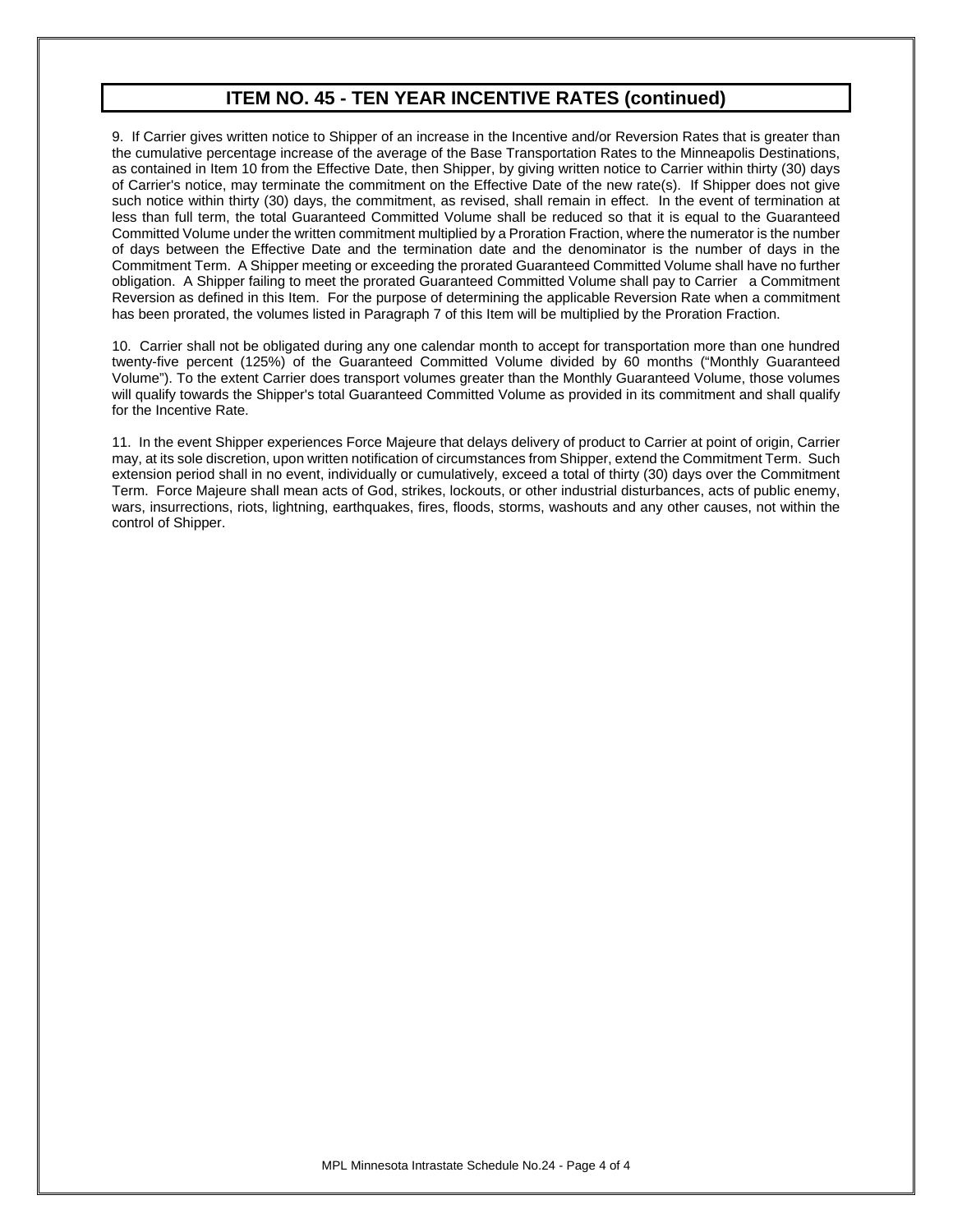## ITEM NO. 45 - TEN YEAR INCENTIVE RATES (continued)

9. If Carrier gives written notice to Shipper of an increase in the Incentive and/or Reversion Rates that is greater than the cumulative percentage increase of the average of the Base Transportation Rates to the Minneapolis Destinations, as contained in Item 10 from the Effective Date, then Shipper, by giving written notice to Carrier within thirty (30) days of Carrier's notice, may terminate the commitment on the Effective Date of the new rate(s). If Shipper does not give such notice within thirty (30) days, the commitment, as revised, shall remain in effect. In the event of termination at less than full term, the total Guaranteed Committed Volume shall be reduced so that it is equal to the Guaranteed Committed Volume under the written commitment multiplied by a Proration Fraction, where the numerator is the number of days between the Effective Date and the termination date and the denominator is the number of days in the Commitment Term. A Shipper meeting or exceeding the prorated Guaranteed Committed Volume shall have no further obligation. A Shipper failing to meet the prorated Guaranteed Committed Volume shall pay to Carrier a Commitment Reversion as defined in this Item. For the purpose of determining the applicable Reversion Rate when a commitment has been prorated, the volumes listed in Paragraph 7 of this Item will be multiplied by the Proration Fraction.

10. Carrier shall not be obligated during any one calendar month to accept for transportation more than one hundred twenty-five percent (125%) of the Guaranteed Committed Volume divided by 60 months ("Monthly Guaranteed Volume"). To the extent Carrier does transport volumes greater than the Monthly Guaranteed Volume, those volumes will qualify towards the Shipper's total Guaranteed Committed Volume as provided in its commitment and shall qualify for the Incentive Rate.

11. In the event Shipper experiences Force Majeure that delays delivery of product to Carrier at point of origin, Carrier may, at its sole discretion, upon written notification of circumstances from Shipper, extend the Commitment Term. Such extension period shall in no event, individually or cumulatively, exceed a total of thirty (30) days over the Commitment Term. Force Majeure shall mean acts of God, strikes, lockouts, or other industrial disturbances, acts of public enemy, wars, insurrections, riots, lightning, earthquakes, fires, floods, storms, washouts and any other causes, not within the control of Shipper.